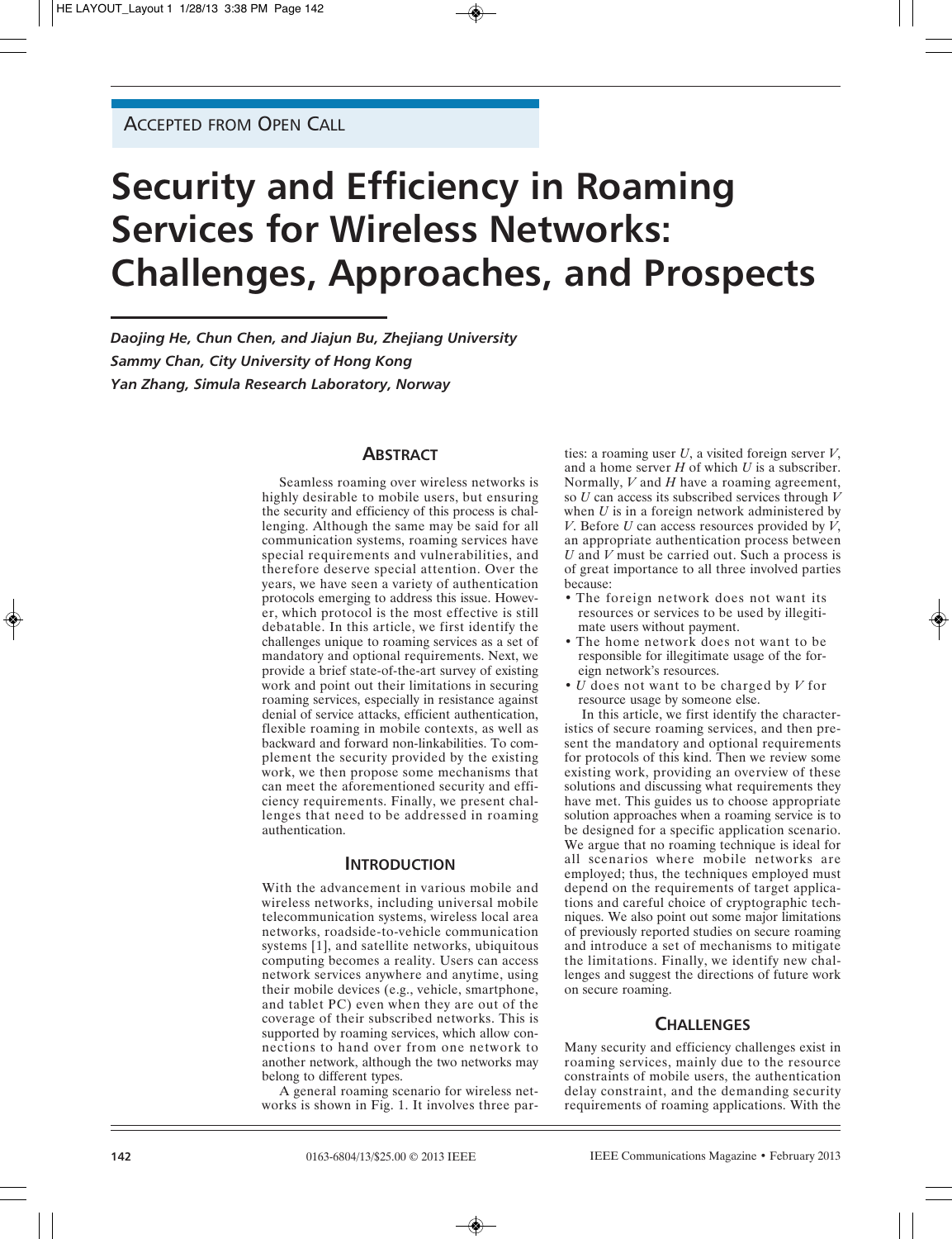ACCEPTED FROM OPEN CALL

# Security and Efficiency in Roaming Services for Wireless Networks: Challenges, Approaches, and Prospects

*Daojing He, Chun Chen, and Jiajun Bu, Zhejiang University*
*Sammy Chan, City University of Hong Kong*
*Yan Zhang, Simula Research Laboratory, Norway*

## ABSTRACT

Seamless roaming over wireless networks is highly desirable to mobile users, but ensuring the security and efficiency of this process is challenging. Although the same may be said for all communication systems, roaming services have special requirements and vulnerabilities, and therefore deserve special attention. Over the years, we have seen a variety of authentication protocols emerging to address this issue. However, which protocol is the most effective is still debatable. In this article, we first identify the challenges unique to roaming services as a set of mandatory and optional requirements. Next, we provide a brief state-of-the-art survey of existing work and point out their limitations in securing roaming services, especially in resistance against denial of service attacks, efficient authentication, flexible roaming in mobile contexts, as well as backward and forward non-linkabilities. To complement the security provided by the existing work, we then propose some mechanisms that can meet the aforementioned security and efficiency requirements. Finally, we present challenges that need to be addressed in roaming authentication.

## INTRODUCTION

With the advancement in various mobile and wireless networks, including universal mobile telecommunication systems, wireless local area networks, roadside-to-vehicle communication systems [1], and satellite networks, ubiquitous computing becomes a reality. Users can access network services anywhere and anytime, using their mobile devices (e.g., vehicle, smartphone, and tablet PC) even when they are out of the coverage of their subscribed networks. This is supported by roaming services, which allow connections to hand over from one network to another network, although the two networks may belong to different types.

A general roaming scenario for wireless networks is shown in Fig. 1. It involves three parties: a roaming user $U$, a visited foreign server $V$, and a home server $H$ of which $U$ is a subscriber. Normally, $V$ and $H$ have a roaming agreement, so $U$ can access its subscribed services through $V$ when $U$ is in a foreign network administered by $V$. Before $U$ can access resources provided by $V$, an appropriate authentication process between $U$ and $V$ must be carried out. Such a process is of great importance to all three involved parties because:

- The foreign network does not want its resources or services to be used by illegitimate users without payment.
- The home network does not want to be responsible for illegitimate usage of the foreign network's resources.
- $U$ does not want to be charged by $V$ for resource usage by someone else.

In this article, we first identify the characteristics of secure roaming services, and then present the mandatory and optional requirements for protocols of this kind. Then we review some existing work, providing an overview of these solutions and discussing what requirements they have met. This guides us to choose appropriate solution approaches when a roaming service is to be designed for a specific application scenario. We argue that no roaming technique is ideal for all scenarios where mobile networks are employed; thus, the techniques employed must depend on the requirements of target applications and careful choice of cryptographic techniques. We also point out some major limitations of previously reported studies on secure roaming and introduce a set of mechanisms to mitigate the limitations. Finally, we identify new challenges and suggest the directions of future work on secure roaming.

## CHALLENGES

Many security and efficiency challenges exist in roaming services, mainly due to the resource constraints of mobile users, the authentication delay constraint, and the demanding security requirements of roaming applications. With the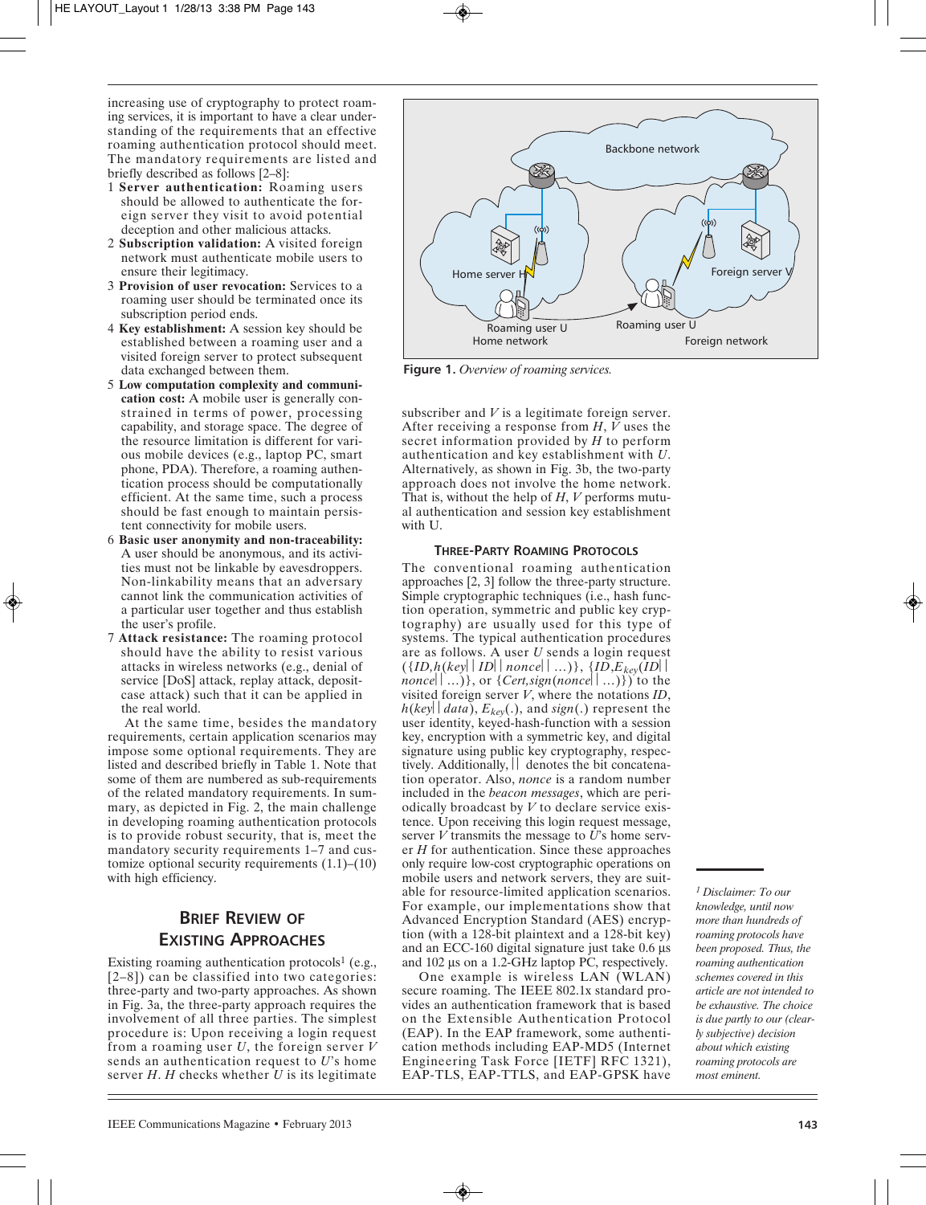increasing use of cryptography to protect roaming services, it is important to have a clear understanding of the requirements that an effective roaming authentication protocol should meet. The mandatory requirements are listed and briefly described as follows [2–8]:

1. **Server authentication:** Roaming users should be allowed to authenticate the foreign server they visit to avoid potential deception and other malicious attacks.
2. **Subscription validation:** A visited foreign network must authenticate mobile users to ensure their legitimacy.
3. **Provision of user revocation:** Services to a roaming user should be terminated once its subscription period ends.
4. **Key establishment:** A session key should be established between a roaming user and a visited foreign server to protect subsequent data exchanged between them.
5. **Low computation complexity and communication cost:** A mobile user is generally constrained in terms of power, processing capability, and storage space. The degree of the resource limitation is different for various mobile devices (e.g., laptop PC, smart phone, PDA). Therefore, a roaming authentication process should be computationally efficient. At the same time, such a process should be fast enough to maintain persistent connectivity for mobile users.
6. **Basic user anonymity and non-traceability:** A user should be anonymous, and its activities must not be linkable by eavesdroppers. Non-linkability means that an adversary cannot link the communication activities of a particular user together and thus establish the user's profile.
7. **Attack resistance:** The roaming protocol should have the ability to resist various attacks in wireless networks (e.g., denial of service [DoS] attack, replay attack, deposit-case attack) such that it can be applied in the real world.

At the same time, besides the mandatory requirements, certain application scenarios may impose some optional requirements. They are listed and described briefly in Table 1. Note that some of them are numbered as sub-requirements of the related mandatory requirements. In summary, as depicted in Fig. 2, the main challenge in developing roaming authentication protocols is to provide robust security, that is, meet the mandatory security requirements 1–7 and customize optional security requirements (1.1)–(10) with high efficiency.

## Brief Review of Existing Approaches

Existing roaming authentication protocols[1] (e.g., [2–8]) can be classified into two categories: three-party and two-party approaches. As shown in Fig. 3a, the three-party approach requires the involvement of all three parties. The simplest procedure is: Upon receiving a login request from a roaming user $U$, the foreign server $V$ sends an authentication request to $U$'s home server $H$. $H$ checks whether $U$ is its legitimate subscriber and $V$ is a legitimate foreign server. After receiving a response from $H$, $V$ uses the secret information provided by $H$ to perform authentication and key establishment with $U$. Alternatively, as shown in Fig. 3b, the two-party approach does not involve the home network. That is, without the help of $H$, $V$ performs mutual authentication and session key establishment with U.

Backbone network

Home server H

Foreign server V

Roaming user U

Roaming user U

Home network

Foreign network

**Figure 1.** *Overview of roaming services.*

### Three-Party Roaming Protocols

The conventional roaming authentication approaches [2, 3] follow the three-party structure. Simple cryptographic techniques (i.e., hash function operation, symmetric and public key cryptography) are usually used for this type of systems. The typical authentication procedures are as follows. A user $U$ sends a login request ($\{ID, h(key||ID||nonce||\ldots)\}$, $\{ID, E_{key}(ID||nonce||\ldots)\}$, or $\{Cert, sign(nonce||\ldots)\}$) to the visited foreign server $V$, where the notations $ID$, $h(key||data)$, $E_{key}(.)$, and $sign(.)$ represent the user identity, keyed-hash-function with a session key, encryption with a symmetric key, and digital signature using public key cryptography, respectively. Additionally, $||$ denotes the bit concatenation operator. Also, *nonce* is a random number included in the *beacon messages*, which are periodically broadcast by $V$ to declare service existence. Upon receiving this login request message, server $V$ transmits the message to $U$'s home server $H$ for authentication. Since these approaches only require low-cost cryptographic operations on mobile users and network servers, they are suitable for resource-limited application scenarios. For example, our implementations show that Advanced Encryption Standard (AES) encryption (with a 128-bit plaintext and a 128-bit key) and an ECC-160 digital signature just take 0.6 μs and 102 μs on a 1.2-GHz laptop PC, respectively.

One example is wireless LAN (WLAN) secure roaming. The IEEE 802.1x standard provides an authentication framework that is based on the Extensible Authentication Protocol (EAP). In the EAP framework, some authentication methods including EAP-MD5 (Internet Engineering Task Force [IETF] RFC 1321), EAP-TLS, EAP-TTLS, and EAP-GPSK have

[1] *Disclaimer: To our knowledge, until now more than hundreds of roaming protocols have been proposed. Thus, the roaming authentication schemes covered in this article are not intended to be exhaustive. The choice is due partly to our (clearly subjective) decision about which existing roaming protocols are most eminent.*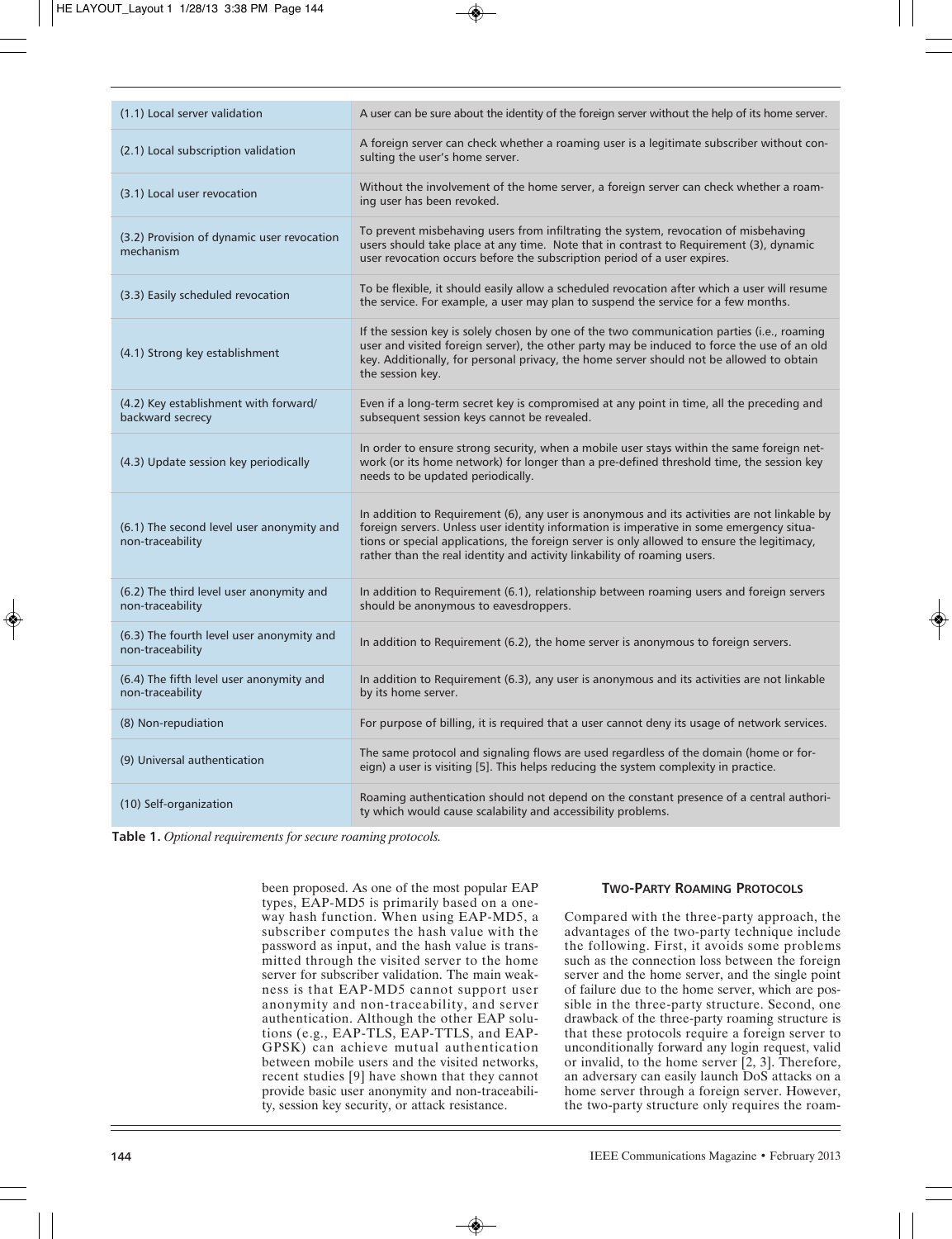| | |
|---|---|
| (1.1) Local server validation | A user can be sure about the identity of the foreign server without the help of its home server. |
| (2.1) Local subscription validation | A foreign server can check whether a roaming user is a legitimate subscriber without consulting the user's home server. |
| (3.1) Local user revocation | Without the involvement of the home server, a foreign server can check whether a roaming user has been revoked. |
| (3.2) Provision of dynamic user revocation mechanism | To prevent misbehaving users from infiltrating the system, revocation of misbehaving users should take place at any time. Note that in contrast to Requirement (3), dynamic user revocation occurs before the subscription period of a user expires. |
| (3.3) Easily scheduled revocation | To be flexible, it should easily allow a scheduled revocation after which a user will resume the service. For example, a user may plan to suspend the service for a few months. |
| (4.1) Strong key establishment | If the session key is solely chosen by one of the two communication parties (i.e., roaming user and visited foreign server), the other party may be induced to force the use of an old key. Additionally, for personal privacy, the home server should not be allowed to obtain the session key. |
| (4.2) Key establishment with forward/backward secrecy | Even if a long-term secret key is compromised at any point in time, all the preceding and subsequent session keys cannot be revealed. |
| (4.3) Update session key periodically | In order to ensure strong security, when a mobile user stays within the same foreign network (or its home network) for longer than a pre-defined threshold time, the session key needs to be updated periodically. |
| (6.1) The second level user anonymity and non-traceability | In addition to Requirement (6), any user is anonymous and its activities are not linkable by foreign servers. Unless user identity information is imperative in some emergency situations or special applications, the foreign server is only allowed to ensure the legitimacy, rather than the real identity and activity linkability of roaming users. |
| (6.2) The third level user anonymity and non-traceability | In addition to Requirement (6.1), relationship between roaming users and foreign servers should be anonymous to eavesdroppers. |
| (6.3) The fourth level user anonymity and non-traceability | In addition to Requirement (6.2), the home server is anonymous to foreign servers. |
| (6.4) The fifth level user anonymity and non-traceability | In addition to Requirement (6.3), any user is anonymous and its activities are not linkable by its home server. |
| (8) Non-repudiation | For purpose of billing, it is required that a user cannot deny its usage of network services. |
| (9) Universal authentication | The same protocol and signaling flows are used regardless of the domain (home or foreign) a user is visiting [5]. This helps reducing the system complexity in practice. |
| (10) Self-organization | Roaming authentication should not depend on the constant presence of a central authority which would cause scalability and accessibility problems. |

**Table 1.** *Optional requirements for secure roaming protocols.*

been proposed. As one of the most popular EAP types, EAP-MD5 is primarily based on a one-way hash function. When using EAP-MD5, a subscriber computes the hash value with the password as input, and the hash value is transmitted through the visited server to the home server for subscriber validation. The main weakness is that EAP-MD5 cannot support user anonymity and non-traceability, and server authentication. Although the other EAP solutions (e.g., EAP-TLS, EAP-TTLS, and EAP-GPSK) can achieve mutual authentication between mobile users and the visited networks, recent studies [9] have shown that they cannot provide basic user anonymity and non-traceability, session key security, or attack resistance.

### Two-Party Roaming Protocols

Compared with the three-party approach, the advantages of the two-party technique include the following. First, it avoids some problems such as the connection loss between the foreign server and the home server, and the single point of failure due to the home server, which are possible in the three-party structure. Second, one drawback of the three-party roaming structure is that these protocols require a foreign server to unconditionally forward any login request, valid or invalid, to the home server [2, 3]. Therefore, an adversary can easily launch DoS attacks on a home server through a foreign server. However, the two-party structure only requires the roam-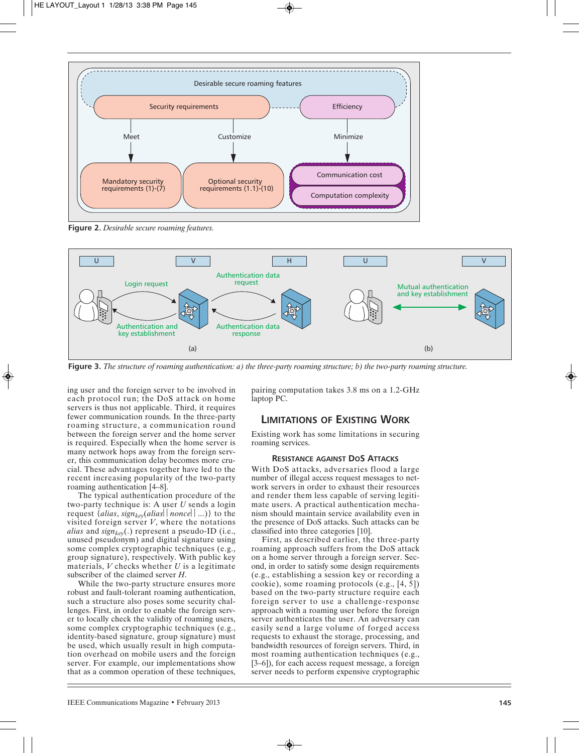Figure 2. *Desirable secure roaming features.*

Figure 3. *The structure of roaming authentication: a) the three-party roaming structure; b) the two-party roaming structure.*

ing user and the foreign server to be involved in each protocol run; the DoS attack on home servers is thus not applicable. Third, it requires fewer communication rounds. In the three-party roaming structure, a communication round between the foreign server and the home server is required. Especially when the home server is many network hops away from the foreign server, this communication delay becomes more crucial. These advantages together have led to the recent increasing popularity of the two-party roaming authentication [4–8].

The typical authentication procedure of the two-party technique is: A user $U$ sends a login request $\{alias, sign_{key}(alias || nonce || ...)\}$ to the visited foreign server $V$, where the notations $alias$ and $sign_{key}(.)$ represent a pseudo-ID (i.e., unused pseudonym) and digital signature using some complex cryptographic techniques (e.g., group signature), respectively. With public key materials, $V$ checks whether $U$ is a legitimate subscriber of the claimed server $H$.

While the two-party structure ensures more robust and fault-tolerant roaming authentication, such a structure also poses some security challenges. First, in order to enable the foreign server to locally check the validity of roaming users, some complex cryptographic techniques (e.g., identity-based signature, group signature) must be used, which usually result in high computation overhead on mobile users and the foreign server. For example, our implementations show that as a common operation of these techniques, pairing computation takes 3.8 ms on a 1.2-GHz laptop PC.

## LIMITATIONS OF EXISTING WORK

Existing work has some limitations in securing roaming services.

### RESISTANCE AGAINST DOS ATTACKS

With DoS attacks, adversaries flood a large number of illegal access request messages to network servers in order to exhaust their resources and render them less capable of serving legitimate users. A practical authentication mechanism should maintain service availability even in the presence of DoS attacks. Such attacks can be classified into three categories [10].

First, as described earlier, the three-party roaming approach suffers from the DoS attack on a home server through a foreign server. Second, in order to satisfy some design requirements (e.g., establishing a session key or recording a cookie), some roaming protocols (e.g., [4, 5]) based on the two-party structure require each foreign server to use a challenge-response approach with a roaming user before the foreign server authenticates the user. An adversary can easily send a large volume of forged access requests to exhaust the storage, processing, and bandwidth resources of foreign servers. Third, in most roaming authentication techniques (e.g., [3–6]), for each access request message, a foreign server needs to perform expensive cryptographic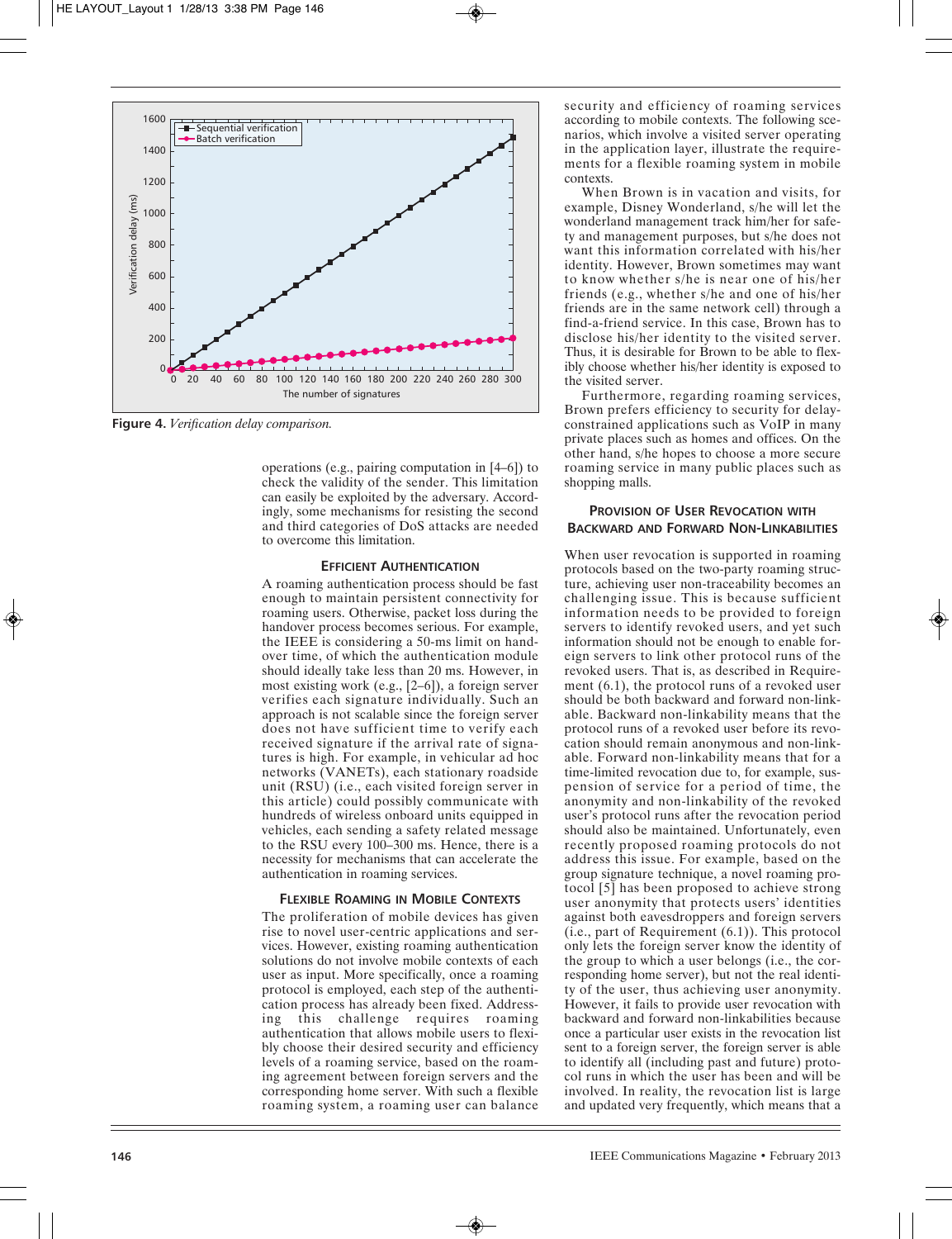Sequential verification
Batch verification

Verification delay (ms)

1600
1400
1200
1000
800
600
400
200
0

0 20 40 60 80 100 120 140 160 180 200 220 240 260 280 300

The number of signatures

**Figure 4.** *Verification delay comparison.*

operations (e.g., pairing computation in [4–6]) to check the validity of the sender. This limitation can easily be exploited by the adversary. Accordingly, some mechanisms for resisting the second and third categories of DoS attacks are needed to overcome this limitation.

### EFFICIENT AUTHENTICATION

A roaming authentication process should be fast enough to maintain persistent connectivity for roaming users. Otherwise, packet loss during the handover process becomes serious. For example, the IEEE is considering a 50-ms limit on handover time, of which the authentication module should ideally take less than 20 ms. However, in most existing work (e.g., [2–6]), a foreign server verifies each signature individually. Such an approach is not scalable since the foreign server does not have sufficient time to verify each received signature if the arrival rate of signatures is high. For example, in vehicular ad hoc networks (VANETs), each stationary roadside unit (RSU) (i.e., each visited foreign server in this article) could possibly communicate with hundreds of wireless onboard units equipped in vehicles, each sending a safety related message to the RSU every 100–300 ms. Hence, there is a necessity for mechanisms that can accelerate the authentication in roaming services.

### FLEXIBLE ROAMING IN MOBILE CONTEXTS

The proliferation of mobile devices has given rise to novel user-centric applications and services. However, existing roaming authentication solutions do not involve mobile contexts of each user as input. More specifically, once a roaming protocol is employed, each step of the authentication process has already been fixed. Addressing this challenge requires roaming authentication that allows mobile users to flexibly choose their desired security and efficiency levels of a roaming service, based on the roaming agreement between foreign servers and the corresponding home server. With such a flexible roaming system, a roaming user can balance security and efficiency of roaming services according to mobile contexts. The following scenarios, which involve a visited server operating in the application layer, illustrate the requirements for a flexible roaming system in mobile contexts.

When Brown is in vacation and visits, for example, Disney Wonderland, s/he will let the wonderland management track him/her for safety and management purposes, but s/he does not want this information correlated with his/her identity. However, Brown sometimes may want to know whether s/he is near one of his/her friends (e.g., whether s/he and one of his/her friends are in the same network cell) through a find-a-friend service. In this case, Brown has to disclose his/her identity to the visited server. Thus, it is desirable for Brown to be able to flexibly choose whether his/her identity is exposed to the visited server.

Furthermore, regarding roaming services, Brown prefers efficiency to security for delay-constrained applications such as VoIP in many private places such as homes and offices. On the other hand, s/he hopes to choose a more secure roaming service in many public places such as shopping malls.

### PROVISION OF USER REVOCATION WITH BACKWARD AND FORWARD NON-LINKABILITIES

When user revocation is supported in roaming protocols based on the two-party roaming structure, achieving user non-traceability becomes an challenging issue. This is because sufficient information needs to be provided to foreign servers to identify revoked users, and yet such information should not be enough to enable foreign servers to link other protocol runs of the revoked users. That is, as described in Requirement (6.1), the protocol runs of a revoked user should be both backward and forward non-linkable. Backward non-linkability means that the protocol runs of a revoked user before its revocation should remain anonymous and non-linkable. Forward non-linkability means that for a time-limited revocation due to, for example, suspension of service for a period of time, the anonymity and non-linkability of the revoked user's protocol runs after the revocation period should also be maintained. Unfortunately, even recently proposed roaming protocols do not address this issue. For example, based on the group signature technique, a novel roaming protocol [5] has been proposed to achieve strong user anonymity that protects users' identities against both eavesdroppers and foreign servers (i.e., part of Requirement (6.1)). This protocol only lets the foreign server know the identity of the group to which a user belongs (i.e., the corresponding home server), but not the real identity of the user, thus achieving user anonymity. However, it fails to provide user revocation with backward and forward non-linkabilities because once a particular user exists in the revocation list sent to a foreign server, the foreign server is able to identify all (including past and future) protocol runs in which the user has been and will be involved. In reality, the revocation list is large and updated very frequently, which means that a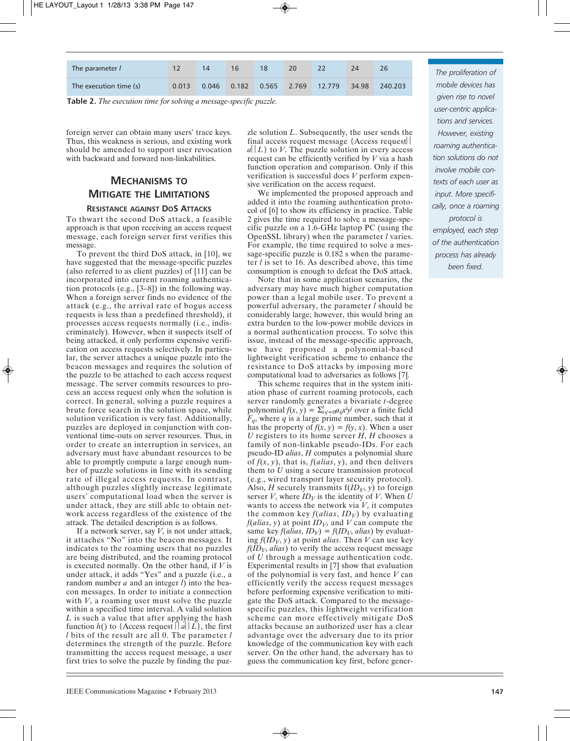| The parameter $l$ | 12 | 14 | 16 | 18 | 20 | 22 | 24 | 26 |
|---|---|---|---|---|---|---|---|---|
| The execution time (s) | 0.013 | 0.046 | 0.182 | 0.565 | 2.769 | 12.779 | 34.98 | 240.203 |

**Table 2.** *The execution time for solving a message-specific puzzle.*

foreign server can obtain many users' trace keys. Thus, this weakness is serious, and existing work should be amended to support user revocation with backward and forward non-linkabilities.

## Mechanisms to Mitigate the Limitations

### Resistance against DoS Attacks

To thwart the second DoS attack, a feasible approach is that upon receiving an access request message, each foreign server first verifies this message.

To prevent the third DoS attack, in [10], we have suggested that the message-specific puzzles (also referred to as client puzzles) of [11] can be incorporated into current roaming authentication protocols (e.g., [3–8]) in the following way. When a foreign server finds no evidence of the attack (e.g., the arrival rate of bogus access requests is less than a predefined threshold), it processes access requests normally (i.e., indiscriminately). However, when it suspects itself of being attacked, it only performs expensive verification on access requests selectively. In particular, the server attaches a unique puzzle into the beacon messages and requires the solution of the puzzle to be attached to each access request message. The server commits resources to process an access request only when the solution is correct. In general, solving a puzzle requires a brute force search in the solution space, while solution verification is very fast. Additionally, puzzles are deployed in conjunction with conventional time-outs on server resources. Thus, in order to create an interruption in services, an adversary must have abundant resources to be able to promptly compute a large enough number of puzzle solutions in line with its sending rate of illegal access requests. In contrast, although puzzles slightly increase legitimate users' computational load when the server is under attack, they are still able to obtain network access regardless of the existence of the attack. The detailed description is as follows.

If a network server, say $V$, is not under attack, it attaches "No" into the beacon messages. It indicates to the roaming users that no puzzles are being distributed, and the roaming protocol is executed normally. On the other hand, if $V$ is under attack, it adds "Yes" and a puzzle (i.e., a random number $a$ and an integer $l$) into the beacon messages. In order to initiate a connection with $V$, a roaming user must solve the puzzle within a specified time interval. A valid solution $L$ is such a value that after applying the hash function $h()$ to {Access request$||a||L$}, the first $l$ bits of the result are all 0. The parameter $l$ determines the strength of the puzzle. Before transmitting the access request message, a user first tries to solve the puzzle by finding the puzzle solution $L$. Subsequently, the user sends the final access request message {Access request$||a||L$} to $V$. The puzzle solution in every access request can be efficiently verified by $V$ via a hash function operation and comparison. Only if this verification is successful does $V$ perform expensive verification on the access request.

We implemented the proposed approach and added it into the roaming authentication protocol of [6] to show its efficiency in practice. Table 2 gives the time required to solve a message-specific puzzle on a 1.6-GHz laptop PC (using the OpenSSL library) when the parameter $l$ varies. For example, the time required to solve a message-specific puzzle is 0.182 s when the parameter $l$ is set to 16. As described above, this time consumption is enough to defeat the DoS attack.

Note that in some application scenarios, the adversary may have much higher computation power than a legal mobile user. To prevent a powerful adversary, the parameter $l$ should be considerably large; however, this would bring an extra burden to the low-power mobile devices in a normal authentication process. To solve this issue, instead of the message-specific approach, we have proposed a polynomial-based lightweight verification scheme to enhance the resistance to DoS attacks by imposing more computational load to adversaries as follows [7].

This scheme requires that in the system initiation phase of current roaming protocols, each server randomly generates a bivariate $t$-degree polynomial $f(x, y) = \sum_{i,j=0}^{t} a_{ij}x^i y^j$ over a finite field $F_q$, where $q$ is a large prime number, such that it has the property of $f(x, y) = f(y, x)$. When a user $U$ registers to its home server $H$, $H$ chooses a family of non-linkable pseudo-IDs. For each pseudo-ID *alias*, $H$ computes a polynomial share of $f(x, y)$, that is, $f(alias, y)$, and then delivers them to $U$ using a secure transmission protocol (e.g., wired transport layer security protocol). Also, $H$ securely transmits $f(ID_V, y)$ to foreign server $V$, where $ID_V$ is the identity of $V$. When $U$ wants to access the network via $V$, it computes the common key $f(alias, ID_V)$ by evaluating $f(alias, y)$ at point $ID_V$, and $V$ can compute the same key $f(alias, ID_V) = f(ID_V, alias)$ by evaluating $f(ID_V, y)$ at point *alias*. Then $V$ can use key $f(ID_V, alias)$ to verify the access request message of $U$ through a message authentication code. Experimental results in [7] show that evaluation of the polynomial is very fast, and hence $V$ can efficiently verify the access request messages before performing expensive verification to mitigate the DoS attack. Compared to the message-specific puzzles, this lightweight verification scheme can more effectively mitigate DoS attacks because an authorized user has a clear advantage over the adversary due to its prior knowledge of the communication key with each server. On the other hand, the adversary has to guess the communication key first, before gener-

*The proliferation of mobile devices has given rise to novel user-centric applications and services. However, existing roaming authentication solutions do not involve mobile contexts of each user as input. More specifically, once a roaming protocol is employed, each step of the authentication process has already been fixed.*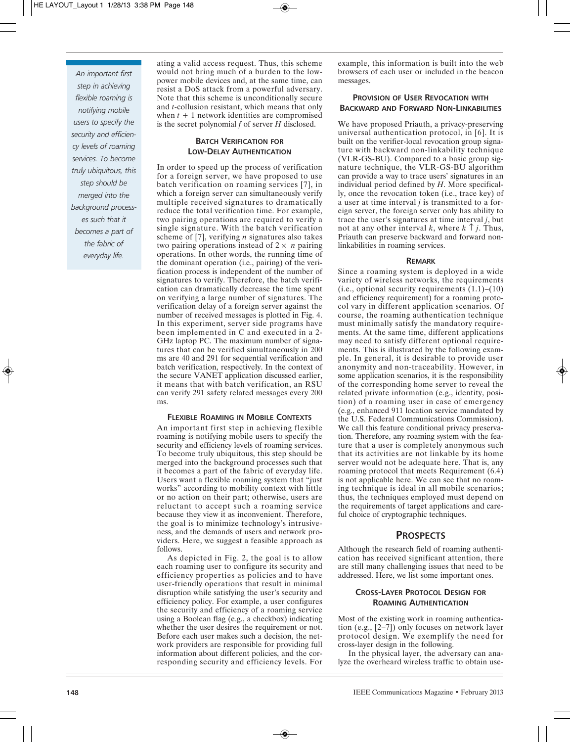ating a valid access request. Thus, this scheme would not bring much of a burden to the low-power mobile devices and, at the same time, can resist a DoS attack from a powerful adversary. Note that this scheme is unconditionally secure and $t$-collusion resistant, which means that only when $t + 1$ network identities are compromised is the secret polynomial $f$ of server $H$ disclosed.

### Batch Verification for Low-Delay Authentication

In order to speed up the process of verification for a foreign server, we have proposed to use batch verification on roaming services [7], in which a foreign server can simultaneously verify multiple received signatures to dramatically reduce the total verification time. For example, two pairing operations are required to verify a single signature. With the batch verification scheme of [7], verifying $n$ signatures also takes two pairing operations instead of $2 \times n$ pairing operations. In other words, the running time of the dominant operation (i.e., pairing) of the verification process is independent of the number of signatures to verify. Therefore, the batch verification can dramatically decrease the time spent on verifying a large number of signatures. The verification delay of a foreign server against the number of received messages is plotted in Fig. 4. In this experiment, server side programs have been implemented in C and executed in a 2-GHz laptop PC. The maximum number of signatures that can be verified simultaneously in 200 ms are 40 and 291 for sequential verification and batch verification, respectively. In the context of the secure VANET application discussed earlier, it means that with batch verification, an RSU can verify 291 safety related messages every 200 ms.

### Flexible Roaming in Mobile Contexts

An important first step in achieving flexible roaming is notifying mobile users to specify the security and efficiency levels of roaming services. To become truly ubiquitous, this step should be merged into the background processes such that it becomes a part of the fabric of everyday life. Users want a flexible roaming system that "just works" according to mobility context with little or no action on their part; otherwise, users are reluctant to accept such a roaming service because they view it as inconvenient. Therefore, the goal is to minimize technology's intrusiveness, and the demands of users and network providers. Here, we suggest a feasible approach as follows.

As depicted in Fig. 2, the goal is to allow each roaming user to configure its security and efficiency properties as policies and to have user-friendly operations that result in minimal disruption while satisfying the user's security and efficiency policy. For example, a user configures the security and efficiency of a roaming service using a Boolean flag (e.g., a checkbox) indicating whether the user desires the requirement or not. Before each user makes such a decision, the network providers are responsible for providing full information about different policies, and the corresponding security and efficiency levels. For example, this information is built into the web browsers of each user or included in the beacon messages.

### Provision of User Revocation with Backward and Forward Non-Linkabilities

We have proposed Priauth, a privacy-preserving universal authentication protocol, in [6]. It is built on the verifier-local revocation group signature with backward non-linkability technique (VLR-GS-BU). Compared to a basic group signature technique, the VLR-GS-BU algorithm can provide a way to trace users' signatures in an individual period defined by $H$. More specifically, once the revocation token (i.e., trace key) of a user at time interval $j$ is transmitted to a foreign server, the foreign server only has ability to trace the user's signatures at time interval $j$, but not at any other interval $k$, where $k \uparrow j$. Thus, Priauth can preserve backward and forward non-linkabilities in roaming services.

### Remark

Since a roaming system is deployed in a wide variety of wireless networks, the requirements (i.e., optional security requirements (1.1)–(10) and efficiency requirement) for a roaming protocol vary in different application scenarios. Of course, the roaming authentication technique must minimally satisfy the mandatory requirements. At the same time, different applications may need to satisfy different optional requirements. This is illustrated by the following example. In general, it is desirable to provide user anonymity and non-traceability. However, in some application scenarios, it is the responsibility of the corresponding home server to reveal the related private information (e.g., identity, position) of a roaming user in case of emergency (e.g., enhanced 911 location service mandated by the U.S. Federal Communications Commission). We call this feature conditional privacy preservation. Therefore, any roaming system with the feature that a user is completely anonymous such that its activities are not linkable by its home server would not be adequate here. That is, any roaming protocol that meets Requirement (6.4) is not applicable here. We can see that no roaming technique is ideal in all mobile scenarios; thus, the techniques employed must depend on the requirements of target applications and careful choice of cryptographic techniques.

## Prospects

Although the research field of roaming authentication has received significant attention, there are still many challenging issues that need to be addressed. Here, we list some important ones.

### Cross-Layer Protocol Design for Roaming Authentication

Most of the existing work in roaming authentication (e.g., [2–7]) only focuses on network layer protocol design. We exemplify the need for cross-layer design in the following.

In the physical layer, the adversary can analyze the overheard wireless traffic to obtain use-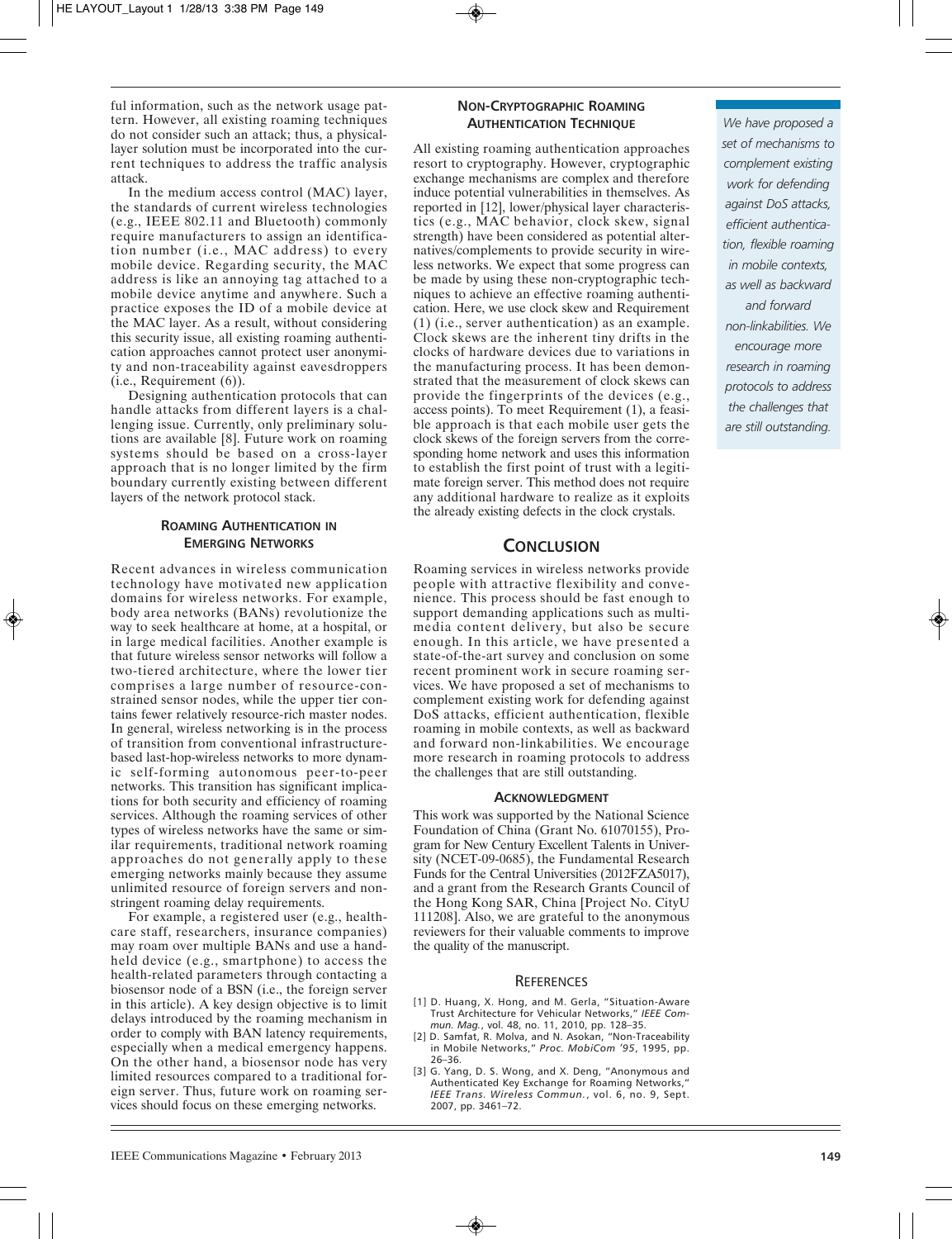ful information, such as the network usage pattern. However, all existing roaming techniques do not consider such an attack; thus, a physical-layer solution must be incorporated into the current techniques to address the traffic analysis attack.

In the medium access control (MAC) layer, the standards of current wireless technologies (e.g., IEEE 802.11 and Bluetooth) commonly require manufacturers to assign an identification number (i.e., MAC address) to every mobile device. Regarding security, the MAC address is like an annoying tag attached to a mobile device anytime and anywhere. Such a practice exposes the ID of a mobile device at the MAC layer. As a result, without considering this security issue, all existing roaming authentication approaches cannot protect user anonymity and non-traceability against eavesdroppers (i.e., Requirement (6)).

Designing authentication protocols that can handle attacks from different layers is a challenging issue. Currently, only preliminary solutions are available [8]. Future work on roaming systems should be based on a cross-layer approach that is no longer limited by the firm boundary currently existing between different layers of the network protocol stack.

### Roaming Authentication in Emerging Networks

Recent advances in wireless communication technology have motivated new application domains for wireless networks. For example, body area networks (BANs) revolutionize the way to seek healthcare at home, at a hospital, or in large medical facilities. Another example is that future wireless sensor networks will follow a two-tiered architecture, where the lower tier comprises a large number of resource-constrained sensor nodes, while the upper tier contains fewer relatively resource-rich master nodes. In general, wireless networking is in the process of transition from conventional infrastructure-based last-hop-wireless networks to more dynamic self-forming autonomous peer-to-peer networks. This transition has significant implications for both security and efficiency of roaming services. Although the roaming services of other types of wireless networks have the same or similar requirements, traditional network roaming approaches do not generally apply to these emerging networks mainly because they assume unlimited resource of foreign servers and non-stringent roaming delay requirements.

For example, a registered user (e.g., healthcare staff, researchers, insurance companies) may roam over multiple BANs and use a handheld device (e.g., smartphone) to access the health-related parameters through contacting a biosensor node of a BSN (i.e., the foreign server in this article). A key design objective is to limit delays introduced by the roaming mechanism in order to comply with BAN latency requirements, especially when a medical emergency happens. On the other hand, a biosensor node has very limited resources compared to a traditional foreign server. Thus, future work on roaming services should focus on these emerging networks.

### Non-Cryptographic Roaming Authentication Technique

All existing roaming authentication approaches resort to cryptography. However, cryptographic exchange mechanisms are complex and therefore induce potential vulnerabilities in themselves. As reported in [12], lower/physical layer characteristics (e.g., MAC behavior, clock skew, signal strength) have been considered as potential alternatives/complements to provide security in wireless networks. We expect that some progress can be made by using these non-cryptographic techniques to achieve an effective roaming authentication. Here, we use clock skew and Requirement (1) (i.e., server authentication) as an example. Clock skews are the inherent tiny drifts in the clocks of hardware devices due to variations in the manufacturing process. It has been demonstrated that the measurement of clock skews can provide the fingerprints of the devices (e.g., access points). To meet Requirement (1), a feasible approach is that each mobile user gets the clock skews of the foreign servers from the corresponding home network and uses this information to establish the first point of trust with a legitimate foreign server. This method does not require any additional hardware to realize as it exploits the already existing defects in the clock crystals.

*We have proposed a set of mechanisms to complement existing work for defending against DoS attacks, efficient authentication, flexible roaming in mobile contexts, as well as backward and forward non-linkabilities. We encourage more research in roaming protocols to address the challenges that are still outstanding.*

## Conclusion

Roaming services in wireless networks provide people with attractive flexibility and convenience. This process should be fast enough to support demanding applications such as multimedia content delivery, but also be secure enough. In this article, we have presented a state-of-the-art survey and conclusion on some recent prominent work in secure roaming services. We have proposed a set of mechanisms to complement existing work for defending against DoS attacks, efficient authentication, flexible roaming in mobile contexts, as well as backward and forward non-linkabilities. We encourage more research in roaming protocols to address the challenges that are still outstanding.

### Acknowledgment

This work was supported by the National Science Foundation of China (Grant No. 61070155), Program for New Century Excellent Talents in University (NCET-09-0685), the Fundamental Research Funds for the Central Universities (2012FZA5017), and a grant from the Research Grants Council of the Hong Kong SAR, China [Project No. CityU 111208]. Also, we are grateful to the anonymous reviewers for their valuable comments to improve the quality of the manuscript.

## References

[1] D. Huang, X. Hong, and M. Gerla, "Situation-Aware Trust Architecture for Vehicular Networks," *IEEE Commun. Mag.*, vol. 48, no. 11, 2010, pp. 128–35.

[2] D. Samfat, R. Molva, and N. Asokan, "Non-Traceability in Mobile Networks," *Proc. MobiCom '95*, 1995, pp. 26–36.

[3] G. Yang, D. S. Wong, and X. Deng, "Anonymous and Authenticated Key Exchange for Roaming Networks," *IEEE Trans. Wireless Commun.*, vol. 6, no. 9, Sept. 2007, pp. 3461–72.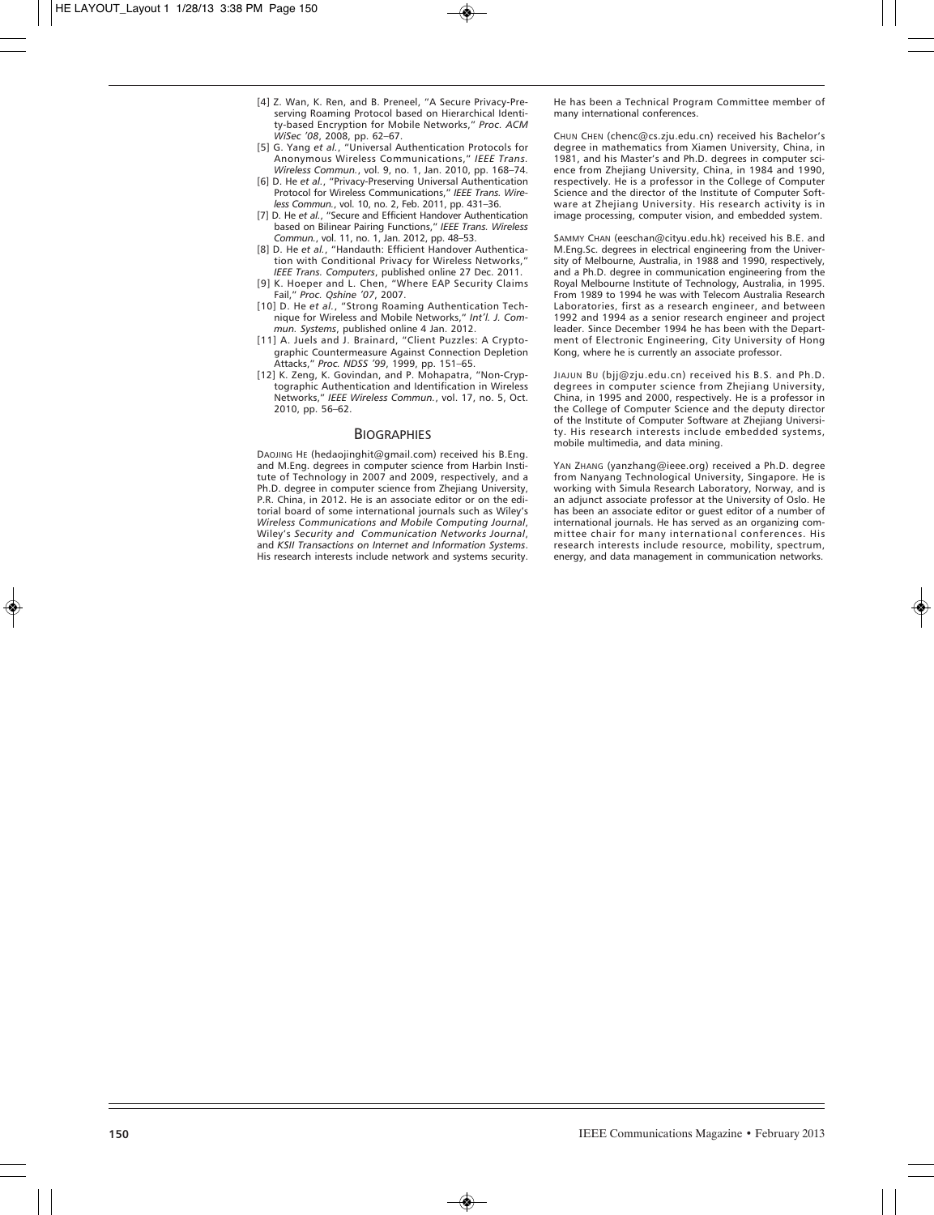[4] Z. Wan, K. Ren, and B. Preneel, "A Secure Privacy-Preserving Roaming Protocol based on Hierarchical Identity-based Encryption for Mobile Networks," *Proc. ACM WiSec '08*, 2008, pp. 62–67.

[5] G. Yang *et al.*, "Universal Authentication Protocols for Anonymous Wireless Communications," *IEEE Trans. Wireless Commun.*, vol. 9, no. 1, Jan. 2010, pp. 168–74.

[6] D. He *et al.*, "Privacy-Preserving Universal Authentication Protocol for Wireless Communications," *IEEE Trans. Wireless Commun.*, vol. 10, no. 2, Feb. 2011, pp. 431–36.

[7] D. He *et al.*, "Secure and Efficient Handover Authentication based on Bilinear Pairing Functions," *IEEE Trans. Wireless Commun.*, vol. 11, no. 1, Jan. 2012, pp. 48–53.

[8] D. He *et al.*, "Handauth: Efficient Handover Authentication with Conditional Privacy for Wireless Networks," *IEEE Trans. Computers*, published online 27 Dec. 2011.

[9] K. Hoeper and L. Chen, "Where EAP Security Claims Fail," *Proc. Qshine '07*, 2007.

[10] D. He *et al.*, "Strong Roaming Authentication Technique for Wireless and Mobile Networks," *Int'l. J. Commun. Systems*, published online 4 Jan. 2012.

[11] A. Juels and J. Brainard, "Client Puzzles: A Cryptographic Countermeasure Against Connection Depletion Attacks," *Proc. NDSS '99*, 1999, pp. 151–65.

[12] K. Zeng, K. Govindan, and P. Mohapatra, "Non-Cryptographic Authentication and Identification in Wireless Networks," *IEEE Wireless Commun.*, vol. 17, no. 5, Oct. 2010, pp. 56–62.

## Biographies

DAOJING HE (hedaojinghit@gmail.com) received his B.Eng. and M.Eng. degrees in computer science from Harbin Institute of Technology in 2007 and 2009, respectively, and a Ph.D. degree in computer science from Zhejiang University, P.R. China, in 2012. He is an associate editor or on the editorial board of some international journals such as Wiley's *Wireless Communications and Mobile Computing Journal*, Wiley's *Security and Communication Networks Journal*, and *KSII Transactions on Internet and Information Systems*. His research interests include network and systems security. He has been a Technical Program Committee member of many international conferences.

CHUN CHEN (chenc@cs.zju.edu.cn) received his Bachelor's degree in mathematics from Xiamen University, China, in 1981, and his Master's and Ph.D. degrees in computer science from Zhejiang University, China, in 1984 and 1990, respectively. He is a professor in the College of Computer Science and the director of the Institute of Computer Software at Zhejiang University. His research activity is in image processing, computer vision, and embedded system.

SAMMY CHAN (eeschan@cityu.edu.hk) received his B.E. and M.Eng.Sc. degrees in electrical engineering from the University of Melbourne, Australia, in 1988 and 1990, respectively, and a Ph.D. degree in communication engineering from the Royal Melbourne Institute of Technology, Australia, in 1995. From 1989 to 1994 he was with Telecom Australia Research Laboratories, first as a research engineer, and between 1992 and 1994 as a senior research engineer and project leader. Since December 1994 he has been with the Department of Electronic Engineering, City University of Hong Kong, where he is currently an associate professor.

JIAJUN BU (bjj@zju.edu.cn) received his B.S. and Ph.D. degrees in computer science from Zhejiang University, China, in 1995 and 2000, respectively. He is a professor in the College of Computer Science and the deputy director of the Institute of Computer Software at Zhejiang University. His research interests include embedded systems, mobile multimedia, and data mining.

YAN ZHANG (yanzhang@ieee.org) received a Ph.D. degree from Nanyang Technological University, Singapore. He is working with Simula Research Laboratory, Norway, and is an adjunct associate professor at the University of Oslo. He has been an associate editor or guest editor of a number of international journals. He has served as an organizing committee chair for many international conferences. His research interests include resource, mobility, spectrum, energy, and data management in communication networks.